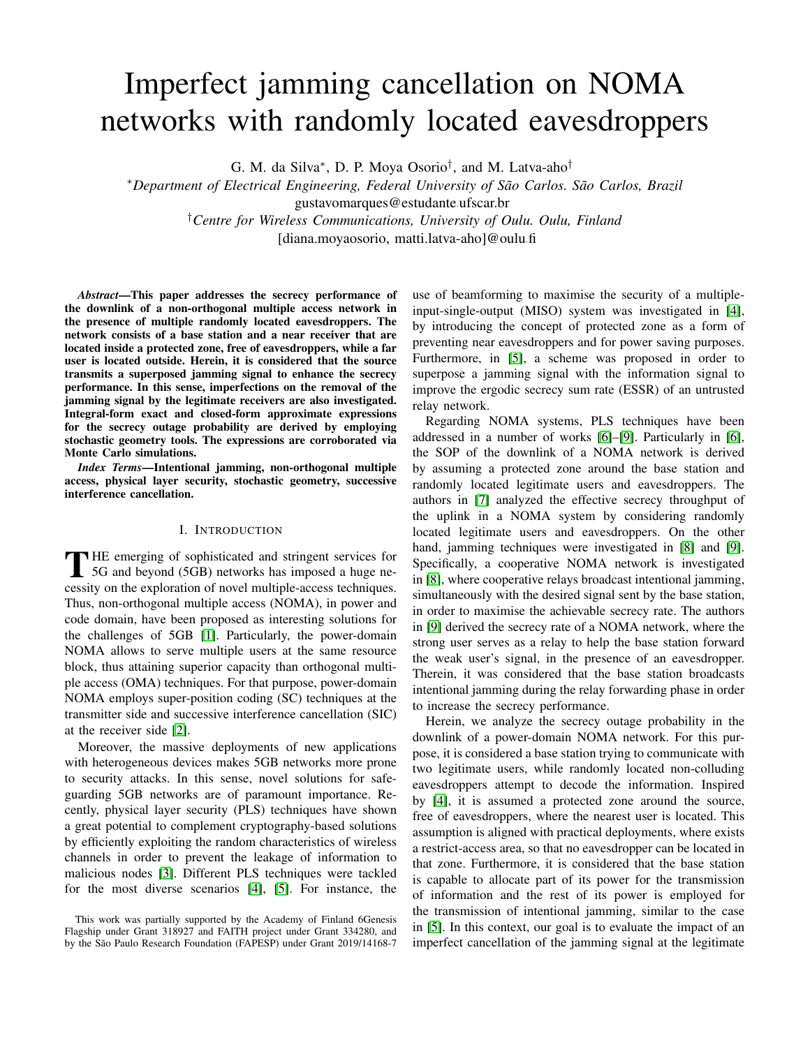# Imperfect jamming cancellation on NOMA networks with randomly located eavesdroppers

G. M. da Silva*, D. P. Moya Osorio†, and M. Latva-aho†

*Department of Electrical Engineering, Federal University of São Carlos. São Carlos, Brazil*
gustavomarques@estudante.ufscar.br
†*Centre for Wireless Communications, University of Oulu. Oulu, Finland*
[diana.moyaosorio, matti.latva-aho]@oulu.fi

***Abstract*—This paper addresses the secrecy performance of the downlink of a non-orthogonal multiple access network in the presence of multiple randomly located eavesdroppers. The network consists of a base station and a near receiver that are located inside a protected zone, free of eavesdroppers, while a far user is located outside. Herein, it is considered that the source transmits a superposed jamming signal to enhance the secrecy performance. In this sense, imperfections on the removal of the jamming signal by the legitimate receivers are also investigated. Integral-form exact and closed-form approximate expressions for the secrecy outage probability are derived by employing stochastic geometry tools. The expressions are corroborated via Monte Carlo simulations.**

***Index Terms*—Intentional jamming, non-orthogonal multiple access, physical layer security, stochastic geometry, successive interference cancellation.**

## I. INTRODUCTION

THE emerging of sophisticated and stringent services for 5G and beyond (5GB) networks has imposed a huge necessity on the exploration of novel multiple-access techniques. Thus, non-orthogonal multiple access (NOMA), in power and code domain, have been proposed as interesting solutions for the challenges of 5GB [1]. Particularly, the power-domain NOMA allows to serve multiple users at the same resource block, thus attaining superior capacity than orthogonal multiple access (OMA) techniques. For that purpose, power-domain NOMA employs super-position coding (SC) techniques at the transmitter side and successive interference cancellation (SIC) at the receiver side [2].

Moreover, the massive deployments of new applications with heterogeneous devices makes 5GB networks more prone to security attacks. In this sense, novel solutions for safeguarding 5GB networks are of paramount importance. Recently, physical layer security (PLS) techniques have shown a great potential to complement cryptography-based solutions by efficiently exploiting the random characteristics of wireless channels in order to prevent the leakage of information to malicious nodes [3]. Different PLS techniques were tackled for the most diverse scenarios [4], [5]. For instance, the use of beamforming to maximise the security of a multiple-input-single-output (MISO) system was investigated in [4], by introducing the concept of protected zone as a form of preventing near eavesdroppers and for power saving purposes. Furthermore, in [5], a scheme was proposed in order to superpose a jamming signal with the information signal to improve the ergodic secrecy sum rate (ESSR) of an untrusted relay network.

Regarding NOMA systems, PLS techniques have been addressed in a number of works [6]–[9]. Particularly in [6], the SOP of the downlink of a NOMA network is derived by assuming a protected zone around the base station and randomly located legitimate users and eavesdroppers. The authors in [7] analyzed the effective secrecy throughput of the uplink in a NOMA system by considering randomly located legitimate users and eavesdroppers. On the other hand, jamming techniques were investigated in [8] and [9]. Specifically, a cooperative NOMA network is investigated in [8], where cooperative relays broadcast intentional jamming, simultaneously with the desired signal sent by the base station, in order to maximise the achievable secrecy rate. The authors in [9] derived the secrecy rate of a NOMA network, where the strong user serves as a relay to help the base station forward the weak user's signal, in the presence of an eavesdropper. Therein, it was considered that the base station broadcasts intentional jamming during the relay forwarding phase in order to increase the secrecy performance.

Herein, we analyze the secrecy outage probability in the downlink of a power-domain NOMA network. For this purpose, it is considered a base station trying to communicate with two legitimate users, while randomly located non-colluding eavesdroppers attempt to decode the information. Inspired by [4], it is assumed a protected zone around the source, free of eavesdroppers, where the nearest user is located. This assumption is aligned with practical deployments, where exists a restrict-access area, so that no eavesdropper can be located in that zone. Furthermore, it is considered that the base station is capable to allocate part of its power for the transmission of information and the rest of its power is employed for the transmission of intentional jamming, similar to the case in [5]. In this context, our goal is to evaluate the impact of an imperfect cancellation of the jamming signal at the legitimate

This work was partially supported by the Academy of Finland 6Genesis Flagship under Grant 318927 and FAITH project under Grant 334280, and by the São Paulo Research Foundation (FAPESP) under Grant 2019/14168-7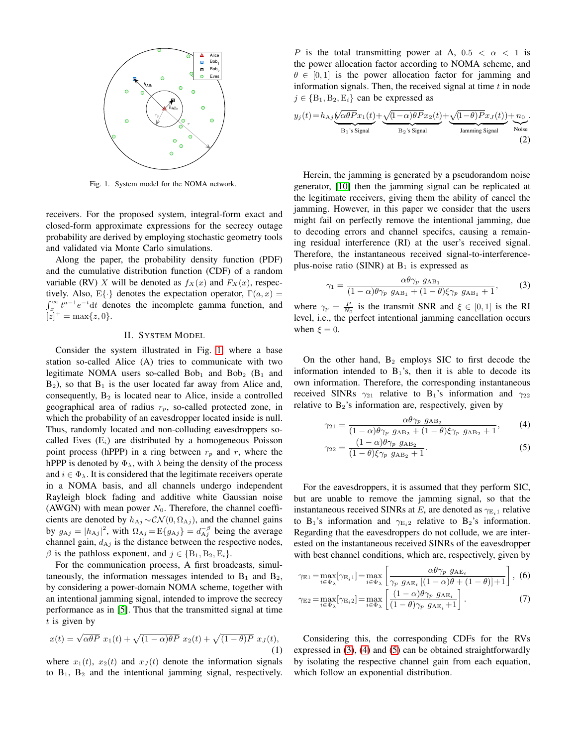Fig. 1. System model for the NOMA network.

receivers. For the proposed system, integral-form exact and closed-form approximate expressions for the secrecy outage probability are derived by employing stochastic geometry tools and validated via Monte Carlo simulations.

Along the paper, the probability density function (PDF) and the cumulative distribution function (CDF) of a random variable (RV) $X$ will be denoted as $f_X(x)$ and $F_X(x)$, respectively. Also, $\mathrm{E}\{\cdot\}$ denotes the expectation operator, $\Gamma(a,x) = \int_x^\infty t^{a-1}e^{-t}\mathrm{d}t$ denotes the incomplete gamma function, and $[z]^+ = \max\{z, 0\}$.

## II. System Model

Consider the system illustrated in Fig. 1, where a base station so-called Alice (A) tries to communicate with two legitimate NOMA users so-called Bob$_1$ and Bob$_2$ (B$_1$ and B$_2$), so that B$_1$ is the user located far away from Alice and, consequently, B$_2$ is located near to Alice, inside a controlled geographical area of radius $r_p$, so-called protected zone, in which the probability of an eavesdropper located inside is null. Thus, randomly located and non-colluding eavesdroppers so-called Eves (E$_i$) are distributed by a homogeneous Poisson point process (hPPP) in a ring between $r_p$ and $r$, where the hPPP is denoted by $\Phi_\lambda$, with $\lambda$ being the density of the process and $i \in \Phi_\lambda$. It is considered that the legitimate receivers operate in a NOMA basis, and all channels undergo independent Rayleigh block fading and additive white Gaussian noise (AWGN) with mean power $N_0$. Therefore, the channel coefficients are denoted by $h_{\mathrm{A}j} \sim \mathcal{CN}(0, \Omega_{\mathrm{A}j})$, and the channel gains by $g_{\mathrm{A}j} = |h_{\mathrm{A}j}|^2$, with $\Omega_{\mathrm{A}j} = \mathrm{E}\{g_{\mathrm{A}j}\} = d_{\mathrm{A}j}^{-\beta}$ being the average channel gain, $d_{\mathrm{A}j}$ is the distance between the respective nodes, $\beta$ is the pathloss exponent, and $j \in \{\mathrm{B}_1, \mathrm{B}_2, \mathrm{E}_i\}$.

For the communication process, A first broadcasts, simultaneously, the information messages intended to B$_1$ and B$_2$, by considering a power-domain NOMA scheme, together with an intentional jamming signal, intended to improve the secrecy performance as in [5]. Thus that the transmitted signal at time $t$ is given by

$$x(t) = \sqrt{\alpha\theta P}\ x_1(t) + \sqrt{(1-\alpha)\theta P}\ x_2(t) + \sqrt{(1-\theta)P}\ x_J(t), \tag{1}$$

where $x_1(t)$, $x_2(t)$ and $x_J(t)$ denote the information signals to B$_1$, B$_2$ and the intentional jamming signal, respectively. $P$ is the total transmitting power at A, $0.5 < \alpha < 1$ is the power allocation factor according to NOMA scheme, and $\theta \in [0, 1]$ is the power allocation factor for jamming and information signals. Then, the received signal at time $t$ in node $j \in \{\mathrm{B}_1, \mathrm{B}_2, \mathrm{E}_i\}$ can be expressed as

$$y_j(t) = h_{\mathrm{A}j}\big(\underbrace{\sqrt{\alpha\theta P}x_1(t)}_{\mathrm{B}_1\text{'s Signal}} + \underbrace{\sqrt{(1-\alpha)\theta P}x_2(t)}_{\mathrm{B}_2\text{'s Signal}} + \underbrace{\sqrt{(1-\theta)P}x_J(t)}_{\text{Jamming Signal}}\big) + \underbrace{n_0}_{\text{Noise}}. \tag{2}$$

Herein, the jamming is generated by a pseudorandom noise generator, [10] then the jamming signal can be replicated at the legitimate receivers, giving them the ability of cancel the jamming. However, in this paper we consider that the users might fail on perfectly remove the intentional jamming, due to decoding errors and channel specifcs, causing a remaining residual interference (RI) at the user's received signal. Therefore, the instantaneous received signal-to-interference-plus-noise ratio (SINR) at B$_1$ is expressed as

$$\gamma_1 = \frac{\alpha\theta\gamma_p\ g_{\mathrm{AB}_1}}{(1-\alpha)\theta\gamma_p\ g_{\mathrm{AB}_1} + (1-\theta)\xi\gamma_p\ g_{\mathrm{AB}_1} + 1}, \tag{3}$$

where $\gamma_p = \frac{P}{N_0}$ is the transmit SNR and $\xi \in [0, 1]$ is the RI level, i.e., the perfect intentional jamming cancellation occurs when $\xi = 0$.

On the other hand, B$_2$ employs SIC to first decode the information intended to B$_1$'s, then it is able to decode its own information. Therefore, the corresponding instantaneous received SINRs $\gamma_{21}$ relative to B$_1$'s information and $\gamma_{22}$ relative to B$_2$'s information are, respectively, given by

$$\gamma_{21} = \frac{\alpha\theta\gamma_p\ g_{\mathrm{AB}_2}}{(1-\alpha)\theta\gamma_p\ g_{\mathrm{AB}_2} + (1-\theta)\xi\gamma_p\ g_{\mathrm{AB}_2} + 1}, \tag{4}$$

$$\gamma_{22} = \frac{(1-\alpha)\theta\gamma_p\ g_{\mathrm{AB}_2}}{(1-\theta)\xi\gamma_p\ g_{\mathrm{AB}_2} + 1}. \tag{5}$$

For the eavesdroppers, it is assumed that they perform SIC, but are unable to remove the jamming signal, so that the instantaneous received SINRs at $E_i$ are denoted as $\gamma_{\mathrm{E}_i 1}$ relative to B$_1$'s information and $\gamma_{\mathrm{E}_i 2}$ relative to B$_2$'s information. Regarding that the eavesdroppers do not collude, we are interested on the instantaneous received SINRs of the eavesdropper with best channel conditions, which are, respectively, given by

$$\gamma_{\mathrm{E}1} = \max_{i\in\Phi_\lambda}[\gamma_{\mathrm{E}_i 1}] = \max_{i\in\Phi_\lambda}\left[\frac{\alpha\theta\gamma_p\ g_{\mathrm{AE}_i}}{\gamma_p\ g_{\mathrm{AE}_i}\left[(1-\alpha)\theta + (1-\theta)\right] + 1}\right], \tag{6}$$

$$\gamma_{\mathrm{E}2} = \max_{i\in\Phi_\lambda}[\gamma_{\mathrm{E}_i 2}] = \max_{i\in\Phi_\lambda}\left[\frac{(1-\alpha)\theta\gamma_p\ g_{\mathrm{AE}_i}}{(1-\theta)\gamma_p\ g_{\mathrm{AE}_i} + 1}\right]. \tag{7}$$

Considering this, the corresponding CDFs for the RVs expressed in (3), (4) and (5) can be obtained straightforwardly by isolating the respective channel gain from each equation, which follow an exponential distribution.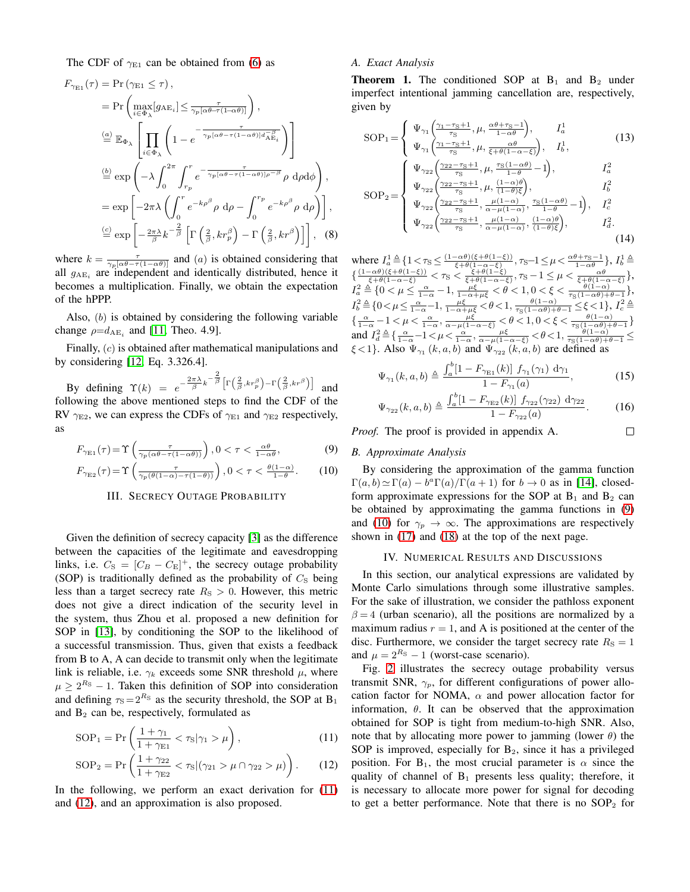The CDF of $\gamma_{\rm E1}$ can be obtained from (6) as

$$
\begin{aligned}
F_{\gamma_{\rm E1}}(\tau) &= \Pr\left(\gamma_{\rm E1} \leq \tau\right), \\
&= \Pr\left(\max_{i\in\Phi_\lambda}[g_{{\rm AE}_i}] \leq \tfrac{\tau}{\gamma_p[\alpha\theta-\tau(1-\alpha\theta)]}\right), \\
&\overset{(a)}{=} \mathbb{E}_{\Phi_\lambda}\left[\prod_{i\in\Phi_\lambda}\left(1-e^{-\frac{\tau}{\gamma_p[\alpha\theta-\tau(1-\alpha\theta)]}d_{{\rm AE}_i}^{\beta}}\right)\right] \\
&\overset{(b)}{=} \exp\left(-\lambda\int_0^{2\pi}\int_{r_p}^{r} e^{-\frac{\tau}{\gamma_p[\alpha\theta-\tau(1-\alpha\theta)]\rho^{-\beta}}}\rho\, {\rm d}\rho{\rm d}\phi\right), \\
&= \exp\left[-2\pi\lambda\left(\int_0^{r} e^{-k\rho^\beta}\rho\, {\rm d}\rho - \int_0^{r_p} e^{-k\rho^\beta}\rho\, {\rm d}\rho\right)\right], \\
&\overset{(c)}{=} \exp\left[-\tfrac{2\pi\lambda}{\beta}k^{-\frac{2}{\beta}}\left[\Gamma\left(\tfrac{2}{\beta},kr_p^\beta\right)-\Gamma\left(\tfrac{2}{\beta},kr^\beta\right)\right]\right], \quad (8)
\end{aligned}
$$

where $k=\frac{\tau}{\gamma_p[\alpha\theta-\tau(1-\alpha\theta)]}$ and $(a)$ is obtained considering that all $g_{{\rm AE}_i}$ are independent and identically distributed, hence it becomes a multiplication. Finally, we obtain the expectation of the hPPP.

Also, $(b)$ is obtained by considering the following variable change $\rho{=}d_{{\rm AE}_i}$ and [11, Theo. 4.9].

Finally, $(c)$ is obtained after mathematical manipulations and by considering [12, Eq. 3.326.4].

By defining $\Upsilon(k) = e^{-\frac{2\pi\lambda}{\beta}k^{-\frac{2}{\beta}}\left[\Gamma\left(\frac{2}{\beta},kr_p^\beta\right)-\Gamma\left(\frac{2}{\beta},kr^\beta\right)\right]}$ and following the above mentioned steps to find the CDF of the RV $\gamma_{\rm E2}$, we can express the CDFs of $\gamma_{\rm E1}$ and $\gamma_{\rm E2}$ respectively, as

$$F_{\gamma_{\rm E1}}(\tau){=}\Upsilon\left(\tfrac{\tau}{\gamma_p(\alpha\theta-\tau(1-\alpha\theta))}\right), 0<\tau<\tfrac{\alpha\theta}{1-\alpha\theta}, \quad (9)$$

$$F_{\gamma_{\rm E2}}(\tau){=}\Upsilon\left(\tfrac{\tau}{\gamma_p(\theta(1-\alpha)-\tau(1-\theta))}\right), 0<\tau<\tfrac{\theta(1-\alpha)}{1-\theta}. \quad (10)$$

## III. Secrecy Outage Probability

Given the definition of secrecy capacity [3] as the difference between the capacities of the legitimate and eavesdropping links, i.e. $C_{\rm S}=[C_B-C_{\rm E}]^+$, the secrecy outage probability (SOP) is traditionally defined as the probability of $C_{\rm S}$ being less than a target secrecy rate $R_{\rm S}>0$. However, this metric does not give a direct indication of the security level in the system, thus Zhou et al. proposed a new definition for SOP in [13], by conditioning the SOP to the likelihood of a successful transmission. Thus, given that exists a feedback from B to A, A can decide to transmit only when the legitimate link is reliable, i.e. $\gamma_k$ exceeds some SNR threshold $\mu$, where $\mu\geq 2^{R_{\rm S}}-1$. Taken this definition of SOP into consideration and defining $\tau_{\rm S}{=}2^{R_{\rm S}}$ as the security threshold, the SOP at $\rm B_1$ and $\rm B_2$ can be, respectively, formulated as

$$\text{SOP}_1 = \Pr\left(\frac{1+\gamma_1}{1+\gamma_{\rm E1}}<\tau_{\rm S}|\gamma_1>\mu\right), \quad (11)$$

$$\text{SOP}_2 = \Pr\left(\frac{1+\gamma_{22}}{1+\gamma_{\rm E2}}<\tau_{\rm S}|(\gamma_{21}>\mu\cap\gamma_{22}>\mu)\right). \quad (12)$$

In the following, we perform an exact derivation for (11) and (12), and an approximation is also proposed.

### A. Exact Analysis

**Theorem 1.** The conditioned SOP at $\rm B_1$ and $\rm B_2$ under imperfect intentional jamming cancellation are, respectively, given by

$$\text{SOP}_1{=}\begin{cases}\Psi_{\gamma_1}\left(\frac{\gamma_1-\tau_{\rm S}+1}{\tau_{\rm S}},\mu,\frac{\alpha\theta+\tau_{\rm S}-1}{1-\alpha\theta}\right), & I_a^1\\ \Psi_{\gamma_1}\left(\frac{\gamma_1-\tau_{\rm S}+1}{\tau_{\rm S}},\mu,\frac{\alpha\theta}{\xi+\theta(1-\alpha-\xi)}\right), & I_b^1,\end{cases} \quad (13)$$

$$\text{SOP}_2{=}\begin{cases}\Psi_{\gamma_{22}}\left(\frac{\gamma_{22}-\tau_{\rm S}+1}{\tau_{\rm S}},\mu,\frac{\tau_{\rm S}(1-\alpha\theta)}{1-\theta}-1\right), & I_a^2\\ \Psi_{\gamma_{22}}\left(\frac{\gamma_{22}-\tau_{\rm S}+1}{\tau_{\rm S}},\mu,\frac{(1-\alpha)\theta}{(1-\theta)\xi}\right), & I_b^2\\ \Psi_{\gamma_{22}}\left(\frac{\gamma_{22}-\tau_{\rm S}+1}{\tau_{\rm S}},\frac{\mu(1-\alpha)}{\alpha-\mu(1-\alpha)},\frac{\tau_{\rm S}(1-\alpha\theta)}{1-\theta}-1\right), & I_c^2\\ \Psi_{\gamma_{22}}\left(\frac{\gamma_{22}-\tau_{\rm S}+1}{\tau_{\rm S}},\frac{\mu(1-\alpha)}{\alpha-\mu(1-\alpha)},\frac{(1-\alpha)\theta}{(1-\theta)\xi}\right), & I_d^2.\end{cases} \quad (14)$$

where $I_a^1\triangleq\{1<\tau_{\rm S}\leq\frac{(1-\alpha\theta)(\xi+\theta(1-\xi))}{\xi+\theta(1-\alpha-\xi)}, \tau_{\rm S}{-}1\leq\mu<\frac{\alpha\theta+\tau_{\rm S}-1}{1-\alpha\theta}\}$, $I_b^1\triangleq\{\frac{(1-\alpha\theta)(\xi+\theta(1-\xi))}{\xi+\theta(1-\alpha-\xi)}<\tau_{\rm S}<\frac{\xi+\theta(1-\xi)}{\xi+\theta(1-\alpha-\xi)}, \tau_{\rm S}-1\leq\mu<\frac{\alpha\theta}{\xi+\theta(1-\alpha-\xi)}\}$, $I_a^2\triangleq\{0<\mu\leq\frac{\alpha}{1-\alpha}-1, \frac{\mu\xi}{1-\alpha+\mu\xi}<\theta<1, 0<\xi<\frac{\theta(1-\alpha)}{\tau_{\rm S}(1-\alpha\theta)+\theta-1}\}$, $I_b^2\triangleq\{0{<}\mu{\leq}\frac{\alpha}{1-\alpha}{-}1, \frac{\mu\xi}{1-\alpha+\mu\xi}{<}\theta{<}1, \frac{\theta(1-\alpha)}{\tau_{\rm S}(1-\alpha\theta)+\theta-1}\leq\xi{<}1\}$, $I_c^2\triangleq\{\frac{\alpha}{1-\alpha}-1<\mu<\frac{\alpha}{1-\alpha}, \frac{\mu\xi}{\alpha-\mu(1-\alpha-\xi)}<\theta<1, 0<\xi<\frac{\theta(1-\alpha)}{\tau_{\rm S}(1-\alpha\theta)+\theta-1}\}$ and $I_d^2{\triangleq}\{\frac{\alpha}{1-\alpha}{-}1{<}\mu{<}\frac{\alpha}{1-\alpha}, \frac{\mu\xi}{\alpha-\mu(1-\alpha-\xi)}{<}\theta{<}1, \frac{\theta(1-\alpha)}{\tau_{\rm S}(1-\alpha\theta)+\theta-1}\leq\xi{<}1\}$. Also $\Psi_{\gamma_1}(k,a,b)$ and $\Psi_{\gamma_{22}}(k,a,b)$ are defined as

$$\Psi_{\gamma_1}(k,a,b)\triangleq\frac{\int_a^b[1-F_{\gamma_{\rm E1}}(k)]\, f_{\gamma_1}(\gamma_1)\, {\rm d}\gamma_1}{1-F_{\gamma_1}(a)}, \quad (15)$$

$$\Psi_{\gamma_{22}}(k,a,b)\triangleq\frac{\int_a^b[1-F_{\gamma_{\rm E2}}(k)]\, f_{\gamma_{22}}(\gamma_{22})\, {\rm d}\gamma_{22}}{1-F_{\gamma_{22}}(a)}. \quad (16)$$

*Proof.* The proof is provided in appendix A. □

### B. Approximate Analysis

By considering the approximation of the gamma function $\Gamma(a,b)\simeq\Gamma(a)-b^a\Gamma(a)/\Gamma(a+1)$ for $b\to 0$ as in [14], closed-form approximate expressions for the SOP at $\rm B_1$ and $\rm B_2$ can be obtained by approximating the gamma functions in (9) and (10) for $\gamma_p\to\infty$. The approximations are respectively shown in (17) and (18) at the top of the next page.

## IV. Numerical Results and Discussions

In this section, our analytical expressions are validated by Monte Carlo simulations through some illustrative samples. For the sake of illustration, we consider the pathloss exponent $\beta=4$ (urban scenario), all the positions are normalized by a maximum radius $r=1$, and A is positioned at the center of the disc. Furthermore, we consider the target secrecy rate $R_{\rm S}=1$ and $\mu=2^{R_{\rm S}}-1$ (worst-case scenario).

Fig. 2 illustrates the secrecy outage probability versus transmit SNR, $\gamma_p$, for different configurations of power allocation factor for NOMA, $\alpha$ and power allocation factor for information, $\theta$. It can be observed that the approximation obtained for SOP is tight from medium-to-high SNR. Also, note that by allocating more power to jamming (lower $\theta$) the SOP is improved, especially for $\rm B_2$, since it has a privileged position. For $\rm B_1$, the most crucial parameter is $\alpha$ since the quality of channel of $\rm B_1$ presents less quality; therefore, it is necessary to allocate more power for signal for decoding to get a better performance. Note that there is no $\text{SOP}_2$ for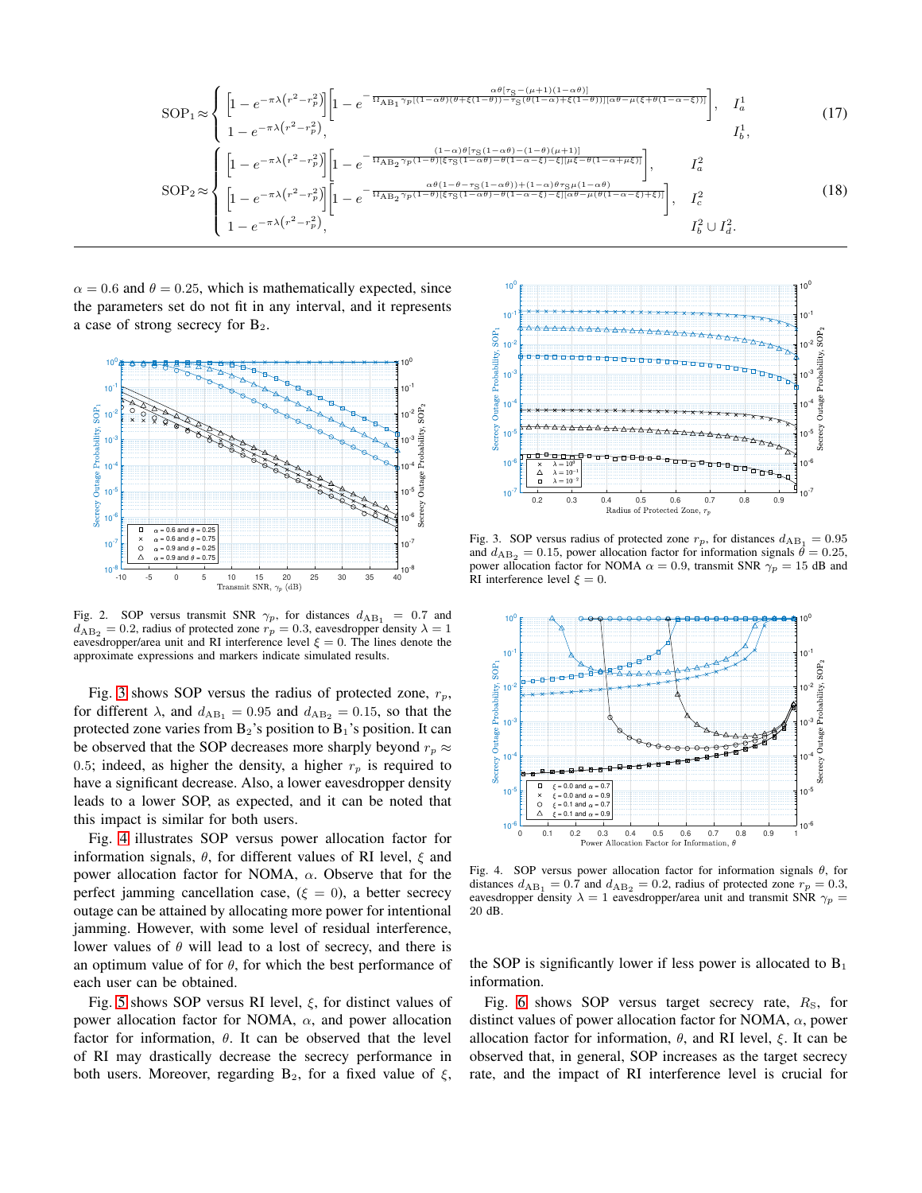$$
\text{SOP}_1 \approx \begin{cases} \left[1 - e^{-\pi\lambda\left(r^2 - r_p^2\right)}\right]\left[1 - e^{-\frac{\alpha\theta[\tau_{\text{S}} - (\mu+1)(1-\alpha\theta)]}{\Omega_{\text{AB}_1}\gamma_p[(1-\alpha\theta)(\theta+\xi(1-\theta)) - \tau_{\text{S}}(\theta(1-\alpha)+\xi(1-\theta))][\alpha\theta - \mu(\xi+\theta(1-\alpha-\xi))]}}\right], & I_a^1 \\ 1 - e^{-\pi\lambda\left(r^2 - r_p^2\right)}, & I_b^1, \end{cases} \tag{17}
$$

$$
\text{SOP}_2 \approx \begin{cases} \left[1 - e^{-\pi\lambda\left(r^2 - r_p^2\right)}\right]\left[1 - e^{-\frac{(1-\alpha)\theta[\tau_{\text{S}}(1-\alpha\theta) - (1-\theta)(\mu+1)]}{\Omega_{\text{AB}_2}\gamma_p(1-\theta)[\xi\tau_{\text{S}}(1-\alpha\theta) - \theta(1-\alpha-\xi) - \xi][\mu\xi - \theta(1-\alpha+\mu\xi)]}}\right], & I_a^2 \\ \left[1 - e^{-\pi\lambda\left(r^2 - r_p^2\right)}\right]\left[1 - e^{-\frac{\alpha\theta(1-\theta-\tau_{\text{S}}(1-\alpha\theta)) + (1-\alpha)\theta\tau_{\text{S}}\mu(1-\alpha\theta)}{\Omega_{\text{AB}_2}\gamma_p(1-\theta)[\xi\tau_{\text{S}}(1-\alpha\theta) - \theta(1-\alpha-\xi) - \xi][\alpha\theta - \mu(\theta(1-\alpha-\xi)+\xi)]}}\right], & I_c^2 \\ 1 - e^{-\pi\lambda\left(r^2 - r_p^2\right)}, & I_b^2 \cup I_d^2. \end{cases} \tag{18}
$$

$\alpha = 0.6$ and $\theta = 0.25$, which is mathematically expected, since the parameters set do not fit in any interval, and it represents a case of strong secrecy for $\text{B}_2$.

Fig. 2. SOP versus transmit SNR $\gamma_p$, for distances $d_{\text{AB}_1} = 0.7$ and $d_{\text{AB}_2} = 0.2$, radius of protected zone $r_p = 0.3$, eavesdropper density $\lambda = 1$ eavesdropper/area unit and RI interference level $\xi = 0$. The lines denote the approximate expressions and markers indicate simulated results.

Fig. 3 shows SOP versus the radius of protected zone, $r_p$, for different $\lambda$, and $d_{\text{AB}_1} = 0.95$ and $d_{\text{AB}_2} = 0.15$, so that the protected zone varies from $\text{B}_2$'s position to $\text{B}_1$'s position. It can be observed that the SOP decreases more sharply beyond $r_p \approx 0.5$; indeed, as higher the density, a higher $r_p$ is required to have a significant decrease. Also, a lower eavesdropper density leads to a lower SOP, as expected, and it can be noted that this impact is similar for both users.

Fig. 4 illustrates SOP versus power allocation factor for information signals, $\theta$, for different values of RI level, $\xi$ and power allocation factor for NOMA, $\alpha$. Observe that for the perfect jamming cancellation case, ($\xi = 0$), a better secrecy outage can be attained by allocating more power for intentional jamming. However, with some level of residual interference, lower values of $\theta$ will lead to a lost of secrecy, and there is an optimum value of for $\theta$, for which the best performance of each user can be obtained.

Fig. 5 shows SOP versus RI level, $\xi$, for distinct values of power allocation factor for NOMA, $\alpha$, and power allocation factor for information, $\theta$. It can be observed that the level of RI may drastically decrease the secrecy performance in both users. Moreover, regarding $\text{B}_2$, for a fixed value of $\xi$, the SOP is significantly lower if less power is allocated to $\text{B}_1$ information.

Fig. 3. SOP versus radius of protected zone $r_p$, for distances $d_{\text{AB}_1} = 0.95$ and $d_{\text{AB}_2} = 0.15$, power allocation factor for information signals $\theta = 0.25$, power allocation factor for NOMA $\alpha = 0.9$, transmit SNR $\gamma_p = 15$ dB and RI interference level $\xi = 0$.

Fig. 4. SOP versus power allocation factor for information signals $\theta$, for distances $d_{\text{AB}_1} = 0.7$ and $d_{\text{AB}_2} = 0.2$, radius of protected zone $r_p = 0.3$, eavesdropper density $\lambda = 1$ eavesdropper/area unit and transmit SNR $\gamma_p = 20$ dB.

Fig. 6 shows SOP versus target secrecy rate, $R_{\text{S}}$, for distinct values of power allocation factor for NOMA, $\alpha$, power allocation factor for information, $\theta$, and RI level, $\xi$. It can be observed that, in general, SOP increases as the target secrecy rate, and the impact of RI interference level is crucial for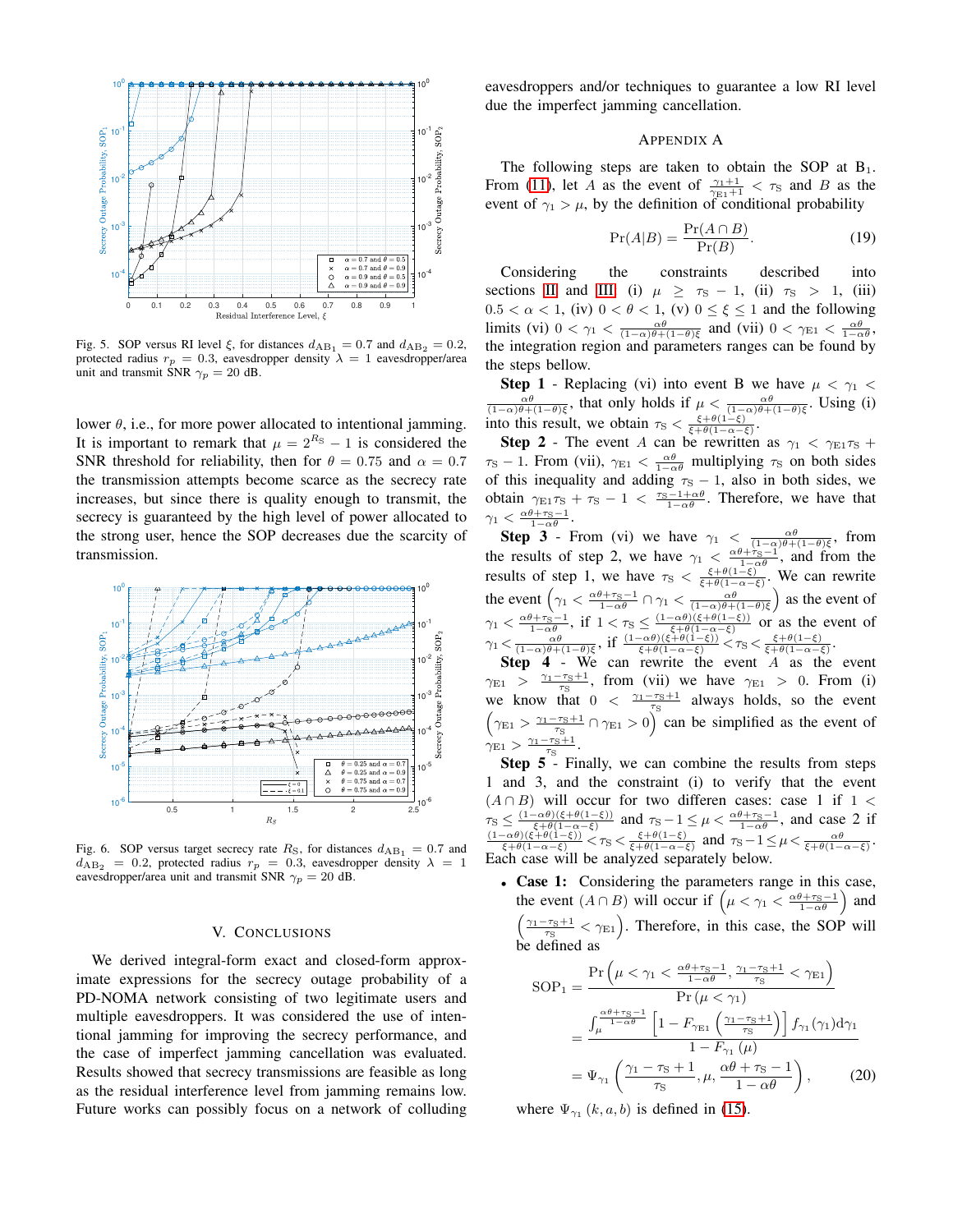Fig. 5. SOP versus RI level $\xi$, for distances $d_{\mathrm{AB}_1} = 0.7$ and $d_{\mathrm{AB}_2} = 0.2$, protected radius $r_p = 0.3$, eavesdropper density $\lambda = 1$ eavesdropper/area unit and transmit SNR $\gamma_p = 20$ dB.

lower $\theta$, i.e., for more power allocated to intentional jamming. It is important to remark that $\mu = 2^{R_{\mathrm{S}}} - 1$ is considered the SNR threshold for reliability, then for $\theta = 0.75$ and $\alpha = 0.7$ the transmission attempts become scarce as the secrecy rate increases, but since there is quality enough to transmit, the secrecy is guaranteed by the high level of power allocated to the strong user, hence the SOP decreases due the scarcity of transmission.

Fig. 6. SOP versus target secrecy rate $R_{\mathrm{S}}$, for distances $d_{\mathrm{AB}_1} = 0.7$ and $d_{\mathrm{AB}_2} = 0.2$, protected radius $r_p = 0.3$, eavesdropper density $\lambda = 1$ eavesdropper/area unit and transmit SNR $\gamma_p = 20$ dB.

## V. Conclusions

We derived integral-form exact and closed-form approximate expressions for the secrecy outage probability of a PD-NOMA network consisting of two legitimate users and multiple eavesdroppers. It was considered the use of intentional jamming for improving the secrecy performance, and the case of imperfect jamming cancellation was evaluated. Results showed that secrecy transmissions are feasible as long as the residual interference level from jamming remains low. Future works can possibly focus on a network of colluding eavesdroppers and/or techniques to guarantee a low RI level due the imperfect jamming cancellation.

## Appendix A

The following steps are taken to obtain the SOP at $\mathrm{B}_1$. From (11), let $A$ as the event of $\frac{\gamma_1+1}{\gamma_{\mathrm{E}1}+1} < \tau_{\mathrm{S}}$ and $B$ as the event of $\gamma_1 > \mu$, by the definition of conditional probability

$$\Pr(A|B) = \frac{\Pr(A \cap B)}{\Pr(B)}. \tag{19}$$

Considering the constraints described into sections II and III (i) $\mu \geq \tau_{\mathrm{S}} - 1$, (ii) $\tau_{\mathrm{S}} > 1$, (iii) $0.5 < \alpha < 1$, (iv) $0 < \theta < 1$, (v) $0 \leq \xi \leq 1$ and the following limits (vi) $0 < \gamma_1 < \frac{\alpha\theta}{(1-\alpha)\theta+(1-\theta)\xi}$ and (vii) $0 < \gamma_{\mathrm{E}1} < \frac{\alpha\theta}{1-\alpha\theta}$, the integration region and parameters ranges can be found by the steps bellow.

**Step 1** - Replacing (vi) into event B we have $\mu < \gamma_1 < \frac{\alpha\theta}{(1-\alpha)\theta+(1-\theta)\xi}$, that only holds if $\mu < \frac{\alpha\theta}{(1-\alpha)\theta+(1-\theta)\xi}$. Using (i) into this result, we obtain $\tau_{\mathrm{S}} < \frac{\xi+\theta(1-\xi)}{\xi+\theta(1-\alpha-\xi)}$.

**Step 2** - The event $A$ can be rewritten as $\gamma_1 < \gamma_{\mathrm{E}1}\tau_{\mathrm{S}} + \tau_{\mathrm{S}} - 1$. From (vii), $\gamma_{\mathrm{E}1} < \frac{\alpha\theta}{1-\alpha\theta}$ multiplying $\tau_{\mathrm{S}}$ on both sides of this inequality and adding $\tau_{\mathrm{S}} - 1$, also in both sides, we obtain $\gamma_{\mathrm{E}1}\tau_{\mathrm{S}} + \tau_{\mathrm{S}} - 1 < \frac{\tau_{\mathrm{S}}-1+\alpha\theta}{1-\alpha\theta}$. Therefore, we have that $\gamma_1 < \frac{\alpha\theta+\tau_{\mathrm{S}}-1}{1-\alpha\theta}$.

**Step 3** - From (vi) we have $\gamma_1 < \frac{\alpha\theta}{(1-\alpha)\theta+(1-\theta)\xi}$, from the results of step 2, we have $\gamma_1 < \frac{\alpha\theta+\tau_{\mathrm{S}}-1}{1-\alpha\theta}$, and from the results of step 1, we have $\tau_{\mathrm{S}} < \frac{\xi+\theta(1-\xi)}{\xi+\theta(1-\alpha-\xi)}$. We can rewrite the event $\left(\gamma_1 < \frac{\alpha\theta+\tau_{\mathrm{S}}-1}{1-\alpha\theta} \cap \gamma_1 < \frac{\alpha\theta}{(1-\alpha)\theta+(1-\theta)\xi}\right)$ as the event of $\gamma_1 < \frac{\alpha\theta+\tau_{\mathrm{S}}-1}{1-\alpha\theta}$, if $1 < \tau_{\mathrm{S}} \leq \frac{(1-\alpha\theta)(\xi+\theta(1-\xi))}{\xi+\theta(1-\alpha-\xi)}$ or as the event of $\gamma_1 < \frac{\alpha\theta}{(1-\alpha)\theta+(1-\theta)\xi}$, if $\frac{(1-\alpha\theta)(\xi+\theta(1-\xi))}{\xi+\theta(1-\alpha-\xi)} < \tau_{\mathrm{S}} < \frac{\xi+\theta(1-\xi)}{\xi+\theta(1-\alpha-\xi)}$.

**Step 4** - We can rewrite the event $A$ as the event $\gamma_{\mathrm{E}1} > \frac{\gamma_1-\tau_{\mathrm{S}}+1}{\tau_{\mathrm{S}}}$, from (vii) we have $\gamma_{\mathrm{E}1} > 0$. From (i) we know that $0 < \frac{\gamma_1-\tau_{\mathrm{S}}+1}{\tau_{\mathrm{S}}}$ always holds, so the event $\left(\gamma_{\mathrm{E}1} > \frac{\gamma_1-\tau_{\mathrm{S}}+1}{\tau_{\mathrm{S}}} \cap \gamma_{\mathrm{E}1} > 0\right)$ can be simplified as the event of $\gamma_{\mathrm{E}1} > \frac{\gamma_1-\tau_{\mathrm{S}}+1}{\tau_{\mathrm{S}}}$.

**Step 5** - Finally, we can combine the results from steps 1 and 3, and the constraint (i) to verify that the event $(A \cap B)$ will occur for two differen cases: case 1 if $1 < \tau_{\mathrm{S}} \leq \frac{(1-\alpha\theta)(\xi+\theta(1-\xi))}{\xi+\theta(1-\alpha-\xi)}$ and $\tau_{\mathrm{S}}-1 \leq \mu < \frac{\alpha\theta+\tau_{\mathrm{S}}-1}{1-\alpha\theta}$, and case 2 if $\frac{(1-\alpha\theta)(\xi+\theta(1-\xi))}{\xi+\theta(1-\alpha-\xi)} < \tau_{\mathrm{S}} < \frac{\xi+\theta(1-\xi)}{\xi+\theta(1-\alpha-\xi)}$ and $\tau_{\mathrm{S}}-1 \leq \mu < \frac{\alpha\theta}{\xi+\theta(1-\alpha-\xi)}$. Each case will be analyzed separately below.

- **Case 1:** Considering the parameters range in this case, the event $(A \cap B)$ will occur if $\left(\mu < \gamma_1 < \frac{\alpha\theta+\tau_{\mathrm{S}}-1}{1-\alpha\theta}\right)$ and $\left(\frac{\gamma_1-\tau_{\mathrm{S}}+1}{\tau_{\mathrm{S}}} < \gamma_{\mathrm{E}1}\right)$. Therefore, in this case, the SOP will be defined as

$$\begin{aligned}
\mathrm{SOP}_1 &= \frac{\Pr\left(\mu < \gamma_1 < \frac{\alpha\theta+\tau_{\mathrm{S}}-1}{1-\alpha\theta}, \frac{\gamma_1-\tau_{\mathrm{S}}+1}{\tau_{\mathrm{S}}} < \gamma_{\mathrm{E}1}\right)}{\Pr\left(\mu < \gamma_1\right)} \\
&= \frac{\int_{\mu}^{\frac{\alpha\theta+\tau_{\mathrm{S}}-1}{1-\alpha\theta}} \left[1 - F_{\gamma_{\mathrm{E}1}}\left(\frac{\gamma_1-\tau_{\mathrm{S}}+1}{\tau_{\mathrm{S}}}\right)\right] f_{\gamma_1}(\gamma_1)\mathrm{d}\gamma_1}{1 - F_{\gamma_1}(\mu)} \\
&= \Psi_{\gamma_1}\left(\frac{\gamma_1-\tau_{\mathrm{S}}+1}{\tau_{\mathrm{S}}}, \mu, \frac{\alpha\theta+\tau_{\mathrm{S}}-1}{1-\alpha\theta}\right),
\end{aligned} \tag{20}$$

where $\Psi_{\gamma_1}(k, a, b)$ is defined in (15).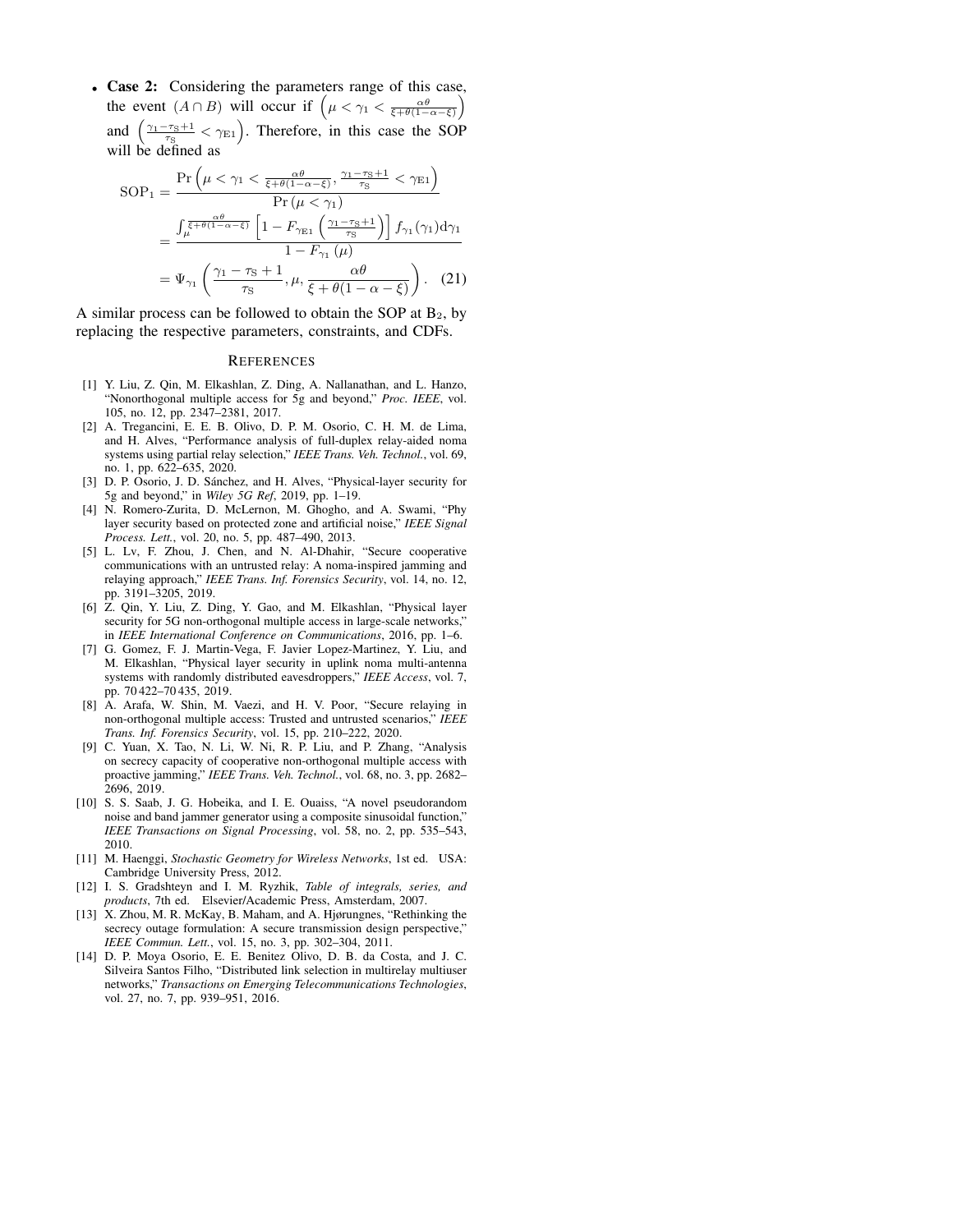- **Case 2:** Considering the parameters range of this case, the event $(A \cap B)$ will occur if $\left(\mu < \gamma_1 < \frac{\alpha\theta}{\xi+\theta(1-\alpha-\xi)}\right)$ and $\left(\frac{\gamma_1-\tau_{\mathrm{S}}+1}{\tau_{\mathrm{S}}} < \gamma_{\mathrm{E}1}\right)$. Therefore, in this case the SOP will be defined as

$$
\begin{aligned}
\mathrm{SOP}_1 &= \frac{\Pr\left(\mu < \gamma_1 < \frac{\alpha\theta}{\xi+\theta(1-\alpha-\xi)}, \frac{\gamma_1-\tau_{\mathrm{S}}+1}{\tau_{\mathrm{S}}} < \gamma_{\mathrm{E}1}\right)}{\Pr\left(\mu < \gamma_1\right)} \\
&= \frac{\int_{\mu}^{\frac{\alpha\theta}{\xi+\theta(1-\alpha-\xi)}} \left[1 - F_{\gamma_{\mathrm{E}1}}\left(\frac{\gamma_1-\tau_{\mathrm{S}}+1}{\tau_{\mathrm{S}}}\right)\right] f_{\gamma_1}(\gamma_1)\mathrm{d}\gamma_1}{1 - F_{\gamma_1}\left(\mu\right)} \\
&= \Psi_{\gamma_1}\left(\frac{\gamma_1-\tau_{\mathrm{S}}+1}{\tau_{\mathrm{S}}}, \mu, \frac{\alpha\theta}{\xi+\theta(1-\alpha-\xi)}\right). \quad (21)
\end{aligned}
$$

A similar process can be followed to obtain the SOP at $\mathrm{B}_2$, by replacing the respective parameters, constraints, and CDFs.

# References

[1] Y. Liu, Z. Qin, M. Elkashlan, Z. Ding, A. Nallanathan, and L. Hanzo, "Nonorthogonal multiple access for 5g and beyond," *Proc. IEEE*, vol. 105, no. 12, pp. 2347–2381, 2017.

[2] A. Tregancini, E. E. B. Olivo, D. P. M. Osorio, C. H. M. de Lima, and H. Alves, "Performance analysis of full-duplex relay-aided noma systems using partial relay selection," *IEEE Trans. Veh. Technol.*, vol. 69, no. 1, pp. 622–635, 2020.

[3] D. P. Osorio, J. D. Sánchez, and H. Alves, "Physical-layer security for 5g and beyond," in *Wiley 5G Ref*, 2019, pp. 1–19.

[4] N. Romero-Zurita, D. McLernon, M. Ghogho, and A. Swami, "Phy layer security based on protected zone and artificial noise," *IEEE Signal Process. Lett.*, vol. 20, no. 5, pp. 487–490, 2013.

[5] L. Lv, F. Zhou, J. Chen, and N. Al-Dhahir, "Secure cooperative communications with an untrusted relay: A noma-inspired jamming and relaying approach," *IEEE Trans. Inf. Forensics Security*, vol. 14, no. 12, pp. 3191–3205, 2019.

[6] Z. Qin, Y. Liu, Z. Ding, Y. Gao, and M. Elkashlan, "Physical layer security for 5G non-orthogonal multiple access in large-scale networks," in *IEEE International Conference on Communications*, 2016, pp. 1–6.

[7] G. Gomez, F. J. Martin-Vega, F. Javier Lopez-Martinez, Y. Liu, and M. Elkashlan, "Physical layer security in uplink noma multi-antenna systems with randomly distributed eavesdroppers," *IEEE Access*, vol. 7, pp. 70 422–70 435, 2019.

[8] A. Arafa, W. Shin, M. Vaezi, and H. V. Poor, "Secure relaying in non-orthogonal multiple access: Trusted and untrusted scenarios," *IEEE Trans. Inf. Forensics Security*, vol. 15, pp. 210–222, 2020.

[9] C. Yuan, X. Tao, N. Li, W. Ni, R. P. Liu, and P. Zhang, "Analysis on secrecy capacity of cooperative non-orthogonal multiple access with proactive jamming," *IEEE Trans. Veh. Technol.*, vol. 68, no. 3, pp. 2682–2696, 2019.

[10] S. S. Saab, J. G. Hobeika, and I. E. Ouaiss, "A novel pseudorandom noise and band jammer generator using a composite sinusoidal function," *IEEE Transactions on Signal Processing*, vol. 58, no. 2, pp. 535–543, 2010.

[11] M. Haenggi, *Stochastic Geometry for Wireless Networks*, 1st ed. USA: Cambridge University Press, 2012.

[12] I. S. Gradshteyn and I. M. Ryzhik, *Table of integrals, series, and products*, 7th ed. Elsevier/Academic Press, Amsterdam, 2007.

[13] X. Zhou, M. R. McKay, B. Maham, and A. Hjørungnes, "Rethinking the secrecy outage formulation: A secure transmission design perspective," *IEEE Commun. Lett.*, vol. 15, no. 3, pp. 302–304, 2011.

[14] D. P. Moya Osorio, E. E. Benitez Olivo, D. B. da Costa, and J. C. Silveira Santos Filho, "Distributed link selection in multirelay multiuser networks," *Transactions on Emerging Telecommunications Technologies*, vol. 27, no. 7, pp. 939–951, 2016.